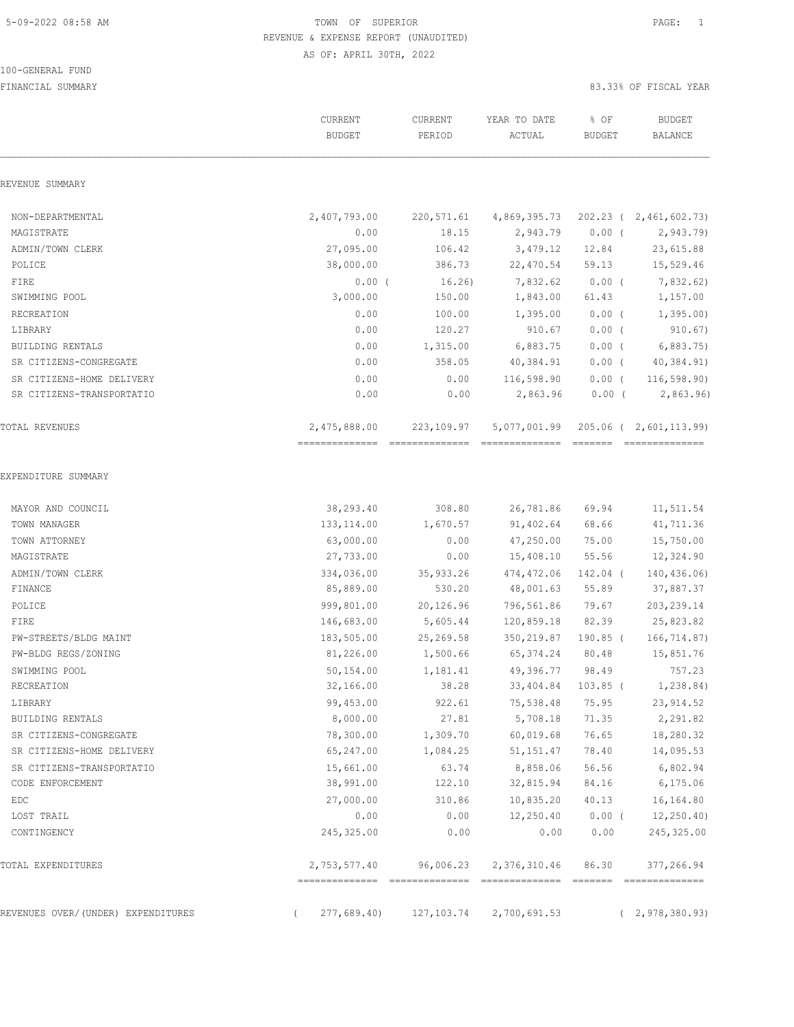# TOWN OF SUPERIOR

## REVENUE & EXPENSE REPORT (UNAUDITED)

AS OF: APRIL 30TH, 2022

100-GENERAL FUND

FINANCIAL SUMMARY

83.33% OF FISCAL YEAR

| | CURRENT BUDGET | CURRENT PERIOD | YEAR TO DATE ACTUAL | % OF BUDGET | BUDGET BALANCE |
|---|---|---|---|---|---|
| **REVENUE SUMMARY** | | | | | |
| NON-DEPARTMENTAL | 2,407,793.00 | 220,571.61 | 4,869,395.73 | 202.23 | ( 2,461,602.73) |
| MAGISTRATE | 0.00 | 18.15 | 2,943.79 | 0.00 | ( 2,943.79) |
| ADMIN/TOWN CLERK | 27,095.00 | 106.42 | 3,479.12 | 12.84 | 23,615.88 |
| POLICE | 38,000.00 | 386.73 | 22,470.54 | 59.13 | 15,529.46 |
| FIRE | 0.00 | ( 16.26) | 7,832.62 | 0.00 | ( 7,832.62) |
| SWIMMING POOL | 3,000.00 | 150.00 | 1,843.00 | 61.43 | 1,157.00 |
| RECREATION | 0.00 | 100.00 | 1,395.00 | 0.00 | ( 1,395.00) |
| LIBRARY | 0.00 | 120.27 | 910.67 | 0.00 | ( 910.67) |
| BUILDING RENTALS | 0.00 | 1,315.00 | 6,883.75 | 0.00 | ( 6,883.75) |
| SR CITIZENS-CONGREGATE | 0.00 | 358.05 | 40,384.91 | 0.00 | ( 40,384.91) |
| SR CITIZENS-HOME DELIVERY | 0.00 | 0.00 | 116,598.90 | 0.00 | ( 116,598.90) |
| SR CITIZENS-TRANSPORTATIO | 0.00 | 0.00 | 2,863.96 | 0.00 | ( 2,863.96) |
| TOTAL REVENUES | 2,475,888.00 | 223,109.97 | 5,077,001.99 | 205.06 | ( 2,601,113.99) |
| **EXPENDITURE SUMMARY** | | | | | |
| MAYOR AND COUNCIL | 38,293.40 | 308.80 | 26,781.86 | 69.94 | 11,511.54 |
| TOWN MANAGER | 133,114.00 | 1,670.57 | 91,402.64 | 68.66 | 41,711.36 |
| TOWN ATTORNEY | 63,000.00 | 0.00 | 47,250.00 | 75.00 | 15,750.00 |
| MAGISTRATE | 27,733.00 | 0.00 | 15,408.10 | 55.56 | 12,324.90 |
| ADMIN/TOWN CLERK | 334,036.00 | 35,933.26 | 474,472.06 | 142.04 | ( 140,436.06) |
| FINANCE | 85,889.00 | 530.20 | 48,001.63 | 55.89 | 37,887.37 |
| POLICE | 999,801.00 | 20,126.96 | 796,561.86 | 79.67 | 203,239.14 |
| FIRE | 146,683.00 | 5,605.44 | 120,859.18 | 82.39 | 25,823.82 |
| PW-STREETS/BLDG MAINT | 183,505.00 | 25,269.58 | 350,219.87 | 190.85 | ( 166,714.87) |
| PW-BLDG REGS/ZONING | 81,226.00 | 1,500.66 | 65,374.24 | 80.48 | 15,851.76 |
| SWIMMING POOL | 50,154.00 | 1,181.41 | 49,396.77 | 98.49 | 757.23 |
| RECREATION | 32,166.00 | 38.28 | 33,404.84 | 103.85 | ( 1,238.84) |
| LIBRARY | 99,453.00 | 922.61 | 75,538.48 | 75.95 | 23,914.52 |
| BUILDING RENTALS | 8,000.00 | 27.81 | 5,708.18 | 71.35 | 2,291.82 |
| SR CITIZENS-CONGREGATE | 78,300.00 | 1,309.70 | 60,019.68 | 76.65 | 18,280.32 |
| SR CITIZENS-HOME DELIVERY | 65,247.00 | 1,084.25 | 51,151.47 | 78.40 | 14,095.53 |
| SR CITIZENS-TRANSPORTATIO | 15,661.00 | 63.74 | 8,858.06 | 56.56 | 6,802.94 |
| CODE ENFORCEMENT | 38,991.00 | 122.10 | 32,815.94 | 84.16 | 6,175.06 |
| EDC | 27,000.00 | 310.86 | 10,835.20 | 40.13 | 16,164.80 |
| LOST TRAIL | 0.00 | 0.00 | 12,250.40 | 0.00 | ( 12,250.40) |
| CONTINGENCY | 245,325.00 | 0.00 | 0.00 | 0.00 | 245,325.00 |
| TOTAL EXPENDITURES | 2,753,577.40 | 96,006.23 | 2,376,310.46 | 86.30 | 377,266.94 |
| REVENUES OVER/(UNDER) EXPENDITURES | ( 277,689.40) | 127,103.74 | 2,700,691.53 | | ( 2,978,380.93) |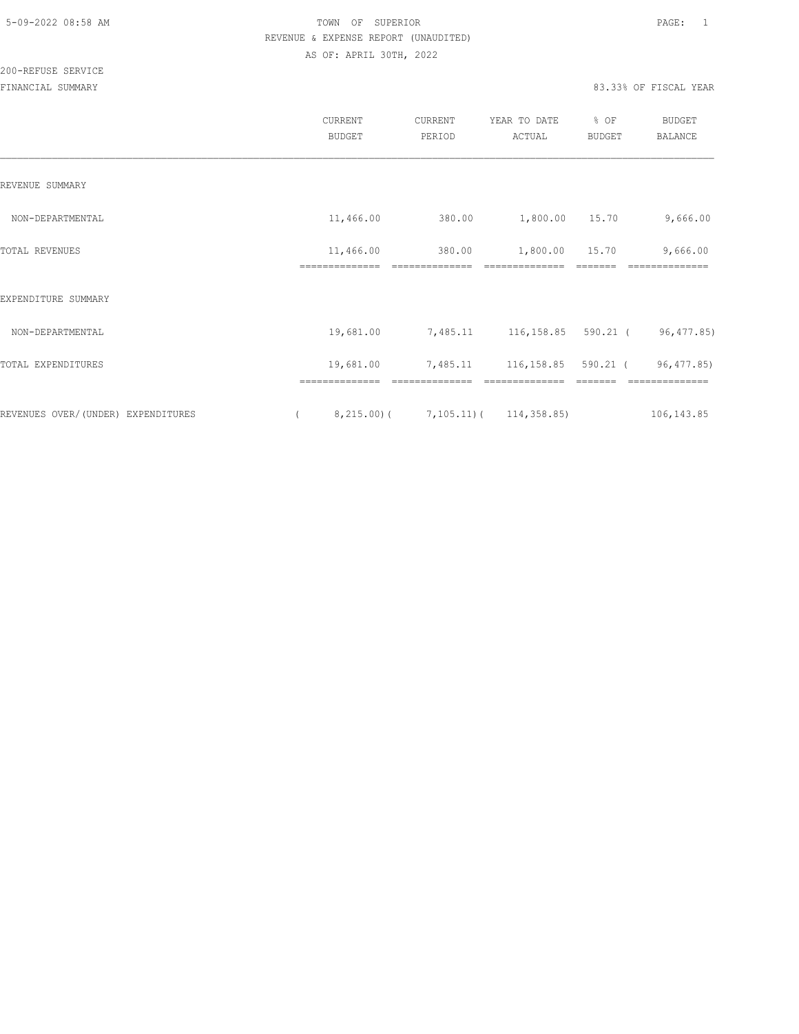TOWN OF SUPERIOR

REVENUE & EXPENSE REPORT (UNAUDITED)

AS OF: APRIL 30TH, 2022

200-REFUSE SERVICE

FINANCIAL SUMMARY

83.33% OF FISCAL YEAR

| | CURRENT BUDGET | CURRENT PERIOD | YEAR TO DATE ACTUAL | % OF BUDGET | BUDGET BALANCE |
|---|---|---|---|---|---|
| REVENUE SUMMARY | | | | | |
| NON-DEPARTMENTAL | 11,466.00 | 380.00 | 1,800.00 | 15.70 | 9,666.00 |
| TOTAL REVENUES | 11,466.00 | 380.00 | 1,800.00 | 15.70 | 9,666.00 |
| EXPENDITURE SUMMARY | | | | | |
| NON-DEPARTMENTAL | 19,681.00 | 7,485.11 | 116,158.85 | 590.21 | ( 96,477.85) |
| TOTAL EXPENDITURES | 19,681.00 | 7,485.11 | 116,158.85 | 590.21 | ( 96,477.85) |
| REVENUES OVER/(UNDER) EXPENDITURES | ( 8,215.00) | ( 7,105.11) | ( 114,358.85) | | 106,143.85 |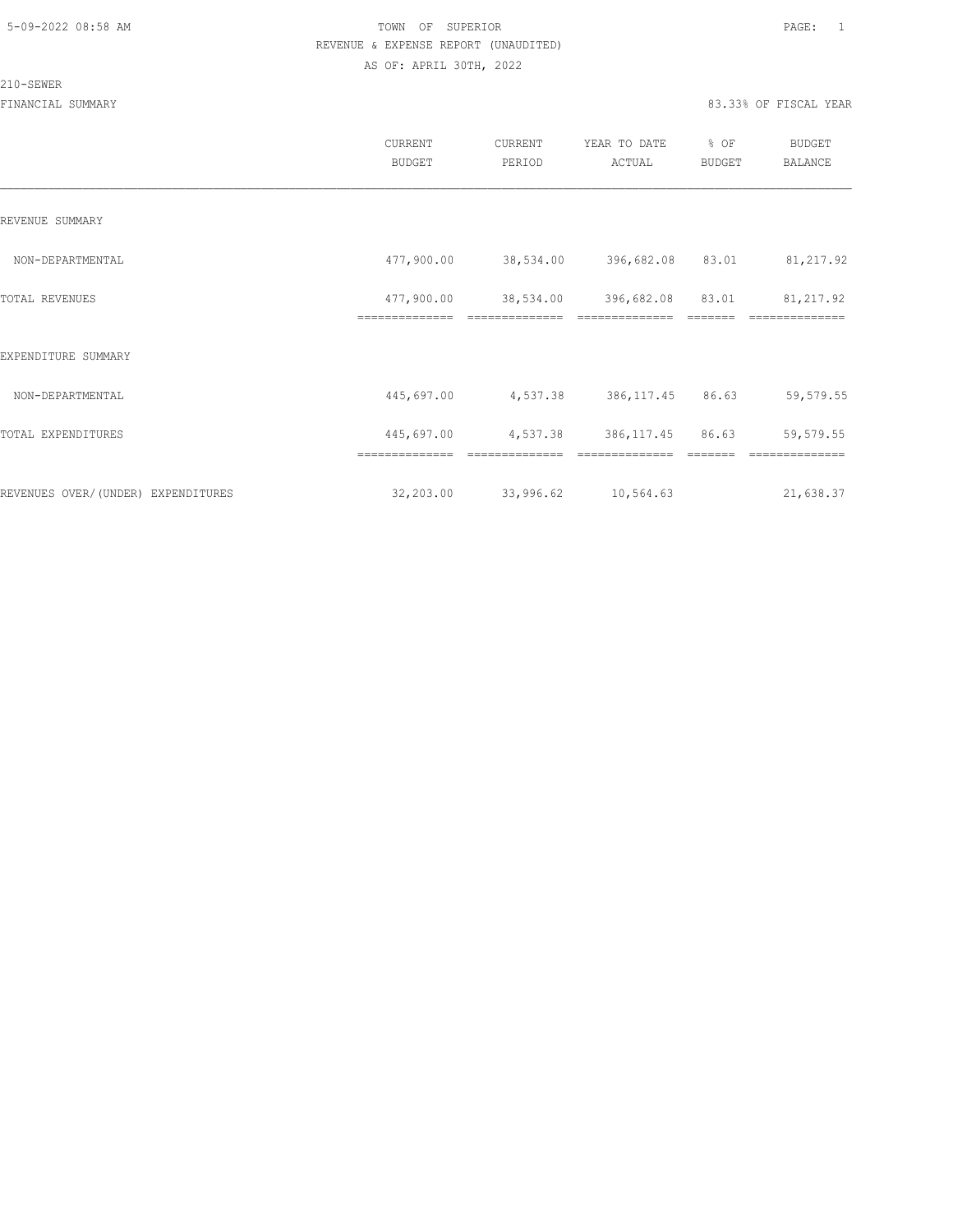5-09-2022 08:58 AM

TOWN OF SUPERIOR

REVENUE & EXPENSE REPORT (UNAUDITED)

AS OF: APRIL 30TH, 2022

210-SEWER

FINANCIAL SUMMARY

83.33% OF FISCAL YEAR

| | CURRENT BUDGET | CURRENT PERIOD | YEAR TO DATE ACTUAL | % OF BUDGET | BUDGET BALANCE |
|---|---|---|---|---|---|
| REVENUE SUMMARY | | | | | |
| NON-DEPARTMENTAL | 477,900.00 | 38,534.00 | 396,682.08 | 83.01 | 81,217.92 |
| TOTAL REVENUES | 477,900.00 | 38,534.00 | 396,682.08 | 83.01 | 81,217.92 |
| EXPENDITURE SUMMARY | | | | | |
| NON-DEPARTMENTAL | 445,697.00 | 4,537.38 | 386,117.45 | 86.63 | 59,579.55 |
| TOTAL EXPENDITURES | 445,697.00 | 4,537.38 | 386,117.45 | 86.63 | 59,579.55 |
| REVENUES OVER/(UNDER) EXPENDITURES | 32,203.00 | 33,996.62 | 10,564.63 | | 21,638.37 |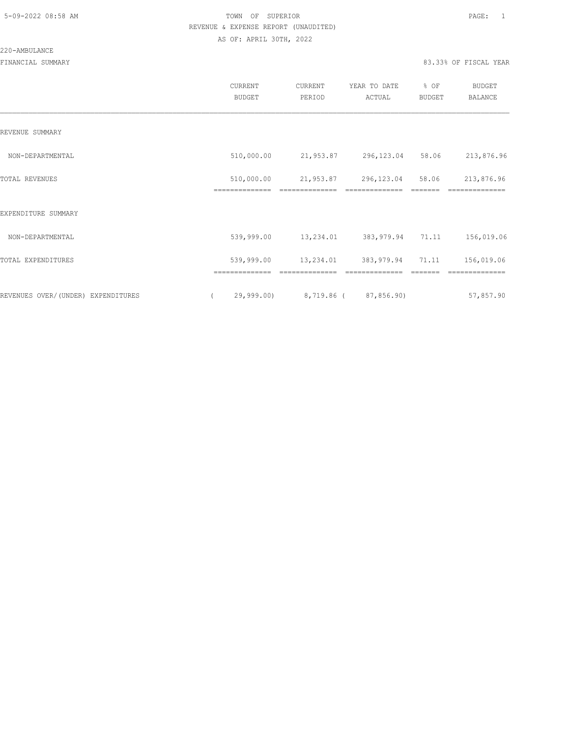TOWN OF SUPERIOR
REVENUE & EXPENSE REPORT (UNAUDITED)
AS OF: APRIL 30TH, 2022

220-AMBULANCE

FINANCIAL SUMMARY — 83.33% OF FISCAL YEAR

| | CURRENT BUDGET | CURRENT PERIOD | YEAR TO DATE ACTUAL | % OF BUDGET | BUDGET BALANCE |
|---|---|---|---|---|---|
| REVENUE SUMMARY | | | | | |
| NON-DEPARTMENTAL | 510,000.00 | 21,953.87 | 296,123.04 | 58.06 | 213,876.96 |
| TOTAL REVENUES | 510,000.00 | 21,953.87 | 296,123.04 | 58.06 | 213,876.96 |
| EXPENDITURE SUMMARY | | | | | |
| NON-DEPARTMENTAL | 539,999.00 | 13,234.01 | 383,979.94 | 71.11 | 156,019.06 |
| TOTAL EXPENDITURES | 539,999.00 | 13,234.01 | 383,979.94 | 71.11 | 156,019.06 |
| REVENUES OVER/(UNDER) EXPENDITURES | ( 29,999.00) | 8,719.86 | ( 87,856.90) | | 57,857.90 |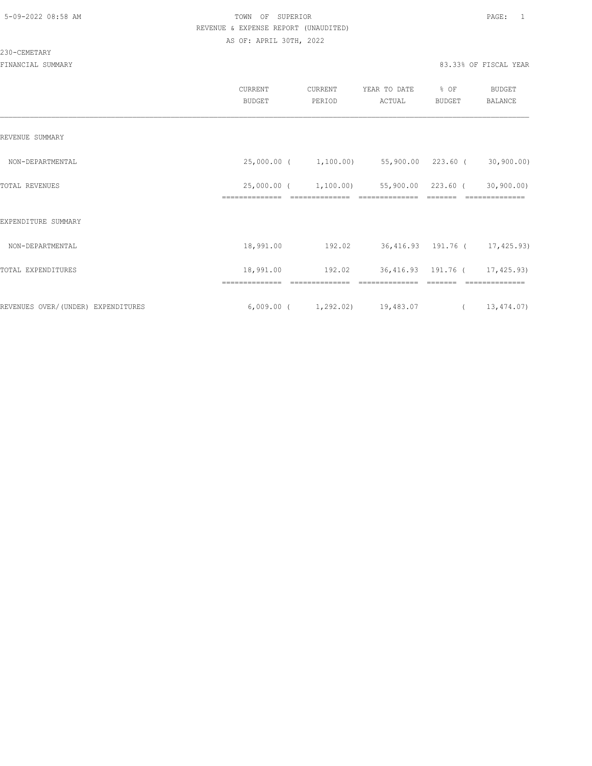TOWN OF SUPERIOR
REVENUE & EXPENSE REPORT (UNAUDITED)
AS OF: APRIL 30TH, 2022

230-CEMETARY

FINANCIAL SUMMARY

83.33% OF FISCAL YEAR

| | CURRENT BUDGET | CURRENT PERIOD | YEAR TO DATE ACTUAL | % OF BUDGET | BUDGET BALANCE |
|---|---|---|---|---|---|
| REVENUE SUMMARY | | | | | |
| NON-DEPARTMENTAL | 25,000.00 | ( 1,100.00) | 55,900.00 | 223.60 | ( 30,900.00) |
| TOTAL REVENUES | 25,000.00 | ( 1,100.00) | 55,900.00 | 223.60 | ( 30,900.00) |
| EXPENDITURE SUMMARY | | | | | |
| NON-DEPARTMENTAL | 18,991.00 | 192.02 | 36,416.93 | 191.76 | ( 17,425.93) |
| TOTAL EXPENDITURES | 18,991.00 | 192.02 | 36,416.93 | 191.76 | ( 17,425.93) |
| REVENUES OVER/(UNDER) EXPENDITURES | 6,009.00 | ( 1,292.02) | 19,483.07 | | ( 13,474.07) |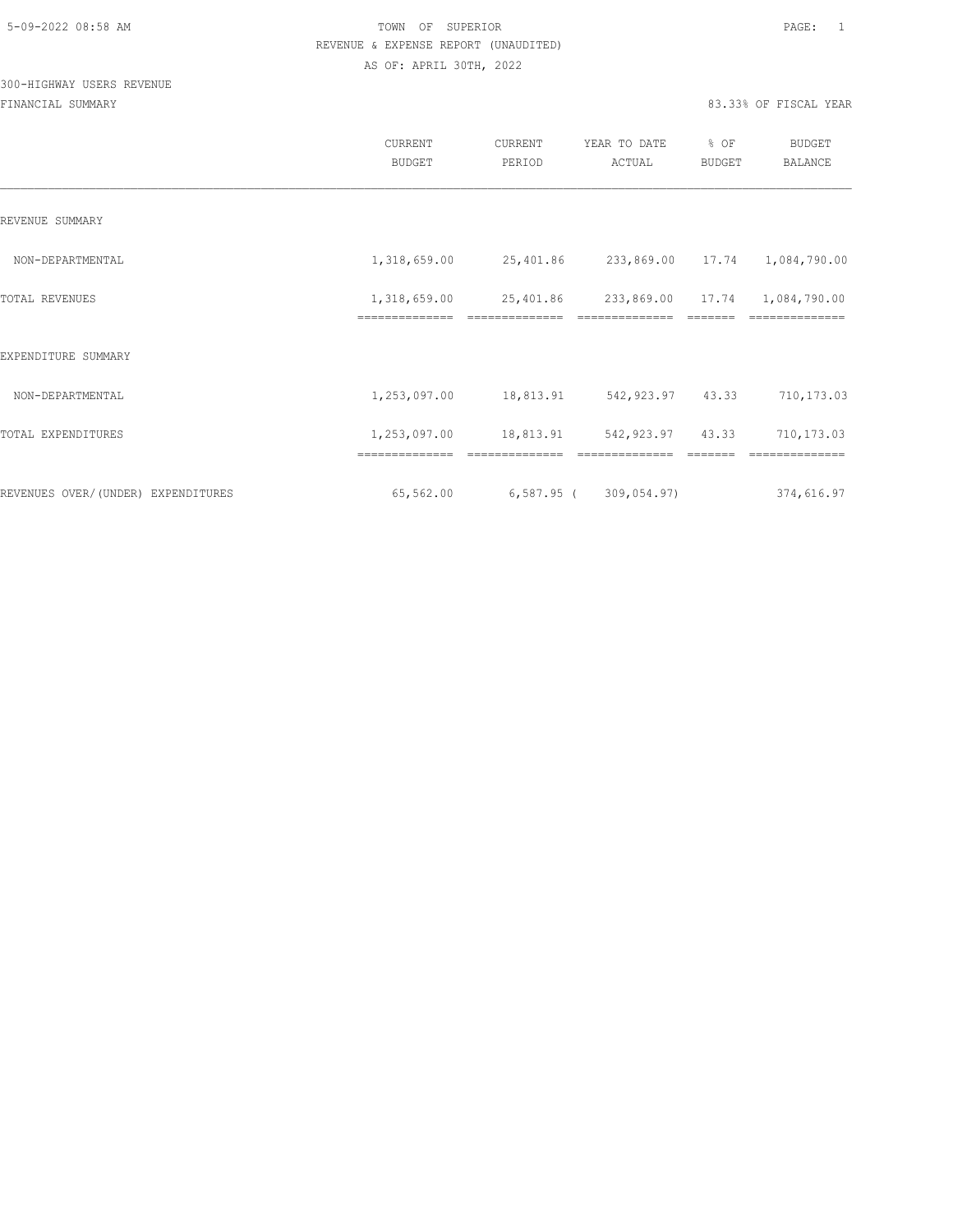TOWN OF SUPERIOR
REVENUE & EXPENSE REPORT (UNAUDITED)
AS OF: APRIL 30TH, 2022

300-HIGHWAY USERS REVENUE

FINANCIAL SUMMARY 83.33% OF FISCAL YEAR

| | CURRENT BUDGET | CURRENT PERIOD | YEAR TO DATE ACTUAL | % OF BUDGET | BUDGET BALANCE |
|---|---|---|---|---|---|
| REVENUE SUMMARY | | | | | |
| NON-DEPARTMENTAL | 1,318,659.00 | 25,401.86 | 233,869.00 | 17.74 | 1,084,790.00 |
| TOTAL REVENUES | 1,318,659.00 | 25,401.86 | 233,869.00 | 17.74 | 1,084,790.00 |
| EXPENDITURE SUMMARY | | | | | |
| NON-DEPARTMENTAL | 1,253,097.00 | 18,813.91 | 542,923.97 | 43.33 | 710,173.03 |
| TOTAL EXPENDITURES | 1,253,097.00 | 18,813.91 | 542,923.97 | 43.33 | 710,173.03 |
| REVENUES OVER/(UNDER) EXPENDITURES | 65,562.00 | 6,587.95 | ( 309,054.97) | | 374,616.97 |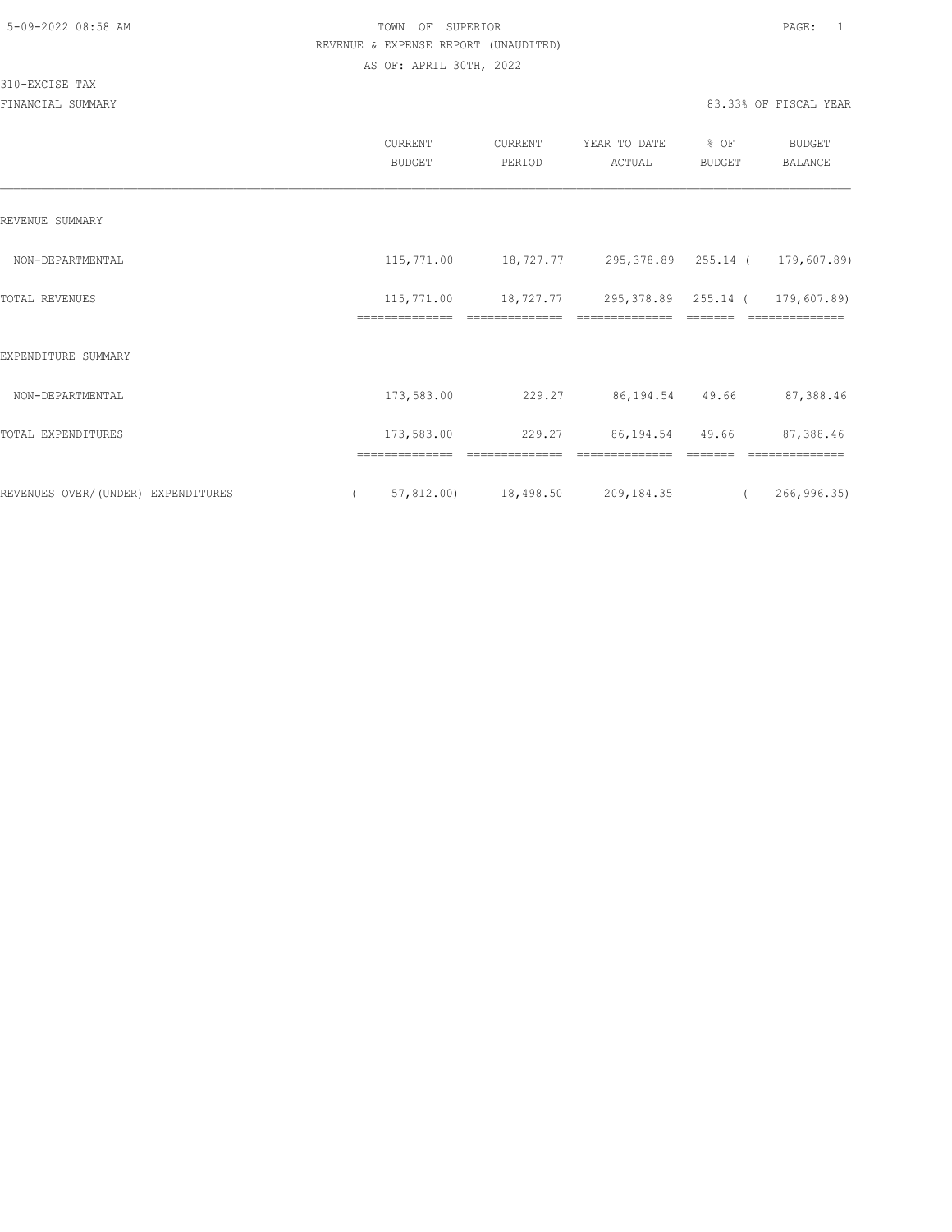TOWN OF SUPERIOR

REVENUE & EXPENSE REPORT (UNAUDITED)

AS OF: APRIL 30TH, 2022

310-EXCISE TAX

FINANCIAL SUMMARY

83.33% OF FISCAL YEAR

| | CURRENT BUDGET | CURRENT PERIOD | YEAR TO DATE ACTUAL | % OF BUDGET | BUDGET BALANCE |
|---|---|---|---|---|---|
| REVENUE SUMMARY | | | | | |
| NON-DEPARTMENTAL | 115,771.00 | 18,727.77 | 295,378.89 | 255.14 | ( 179,607.89) |
| TOTAL REVENUES | 115,771.00 | 18,727.77 | 295,378.89 | 255.14 | ( 179,607.89) |
| EXPENDITURE SUMMARY | | | | | |
| NON-DEPARTMENTAL | 173,583.00 | 229.27 | 86,194.54 | 49.66 | 87,388.46 |
| TOTAL EXPENDITURES | 173,583.00 | 229.27 | 86,194.54 | 49.66 | 87,388.46 |
| REVENUES OVER/(UNDER) EXPENDITURES | ( 57,812.00) | 18,498.50 | 209,184.35 | | ( 266,996.35) |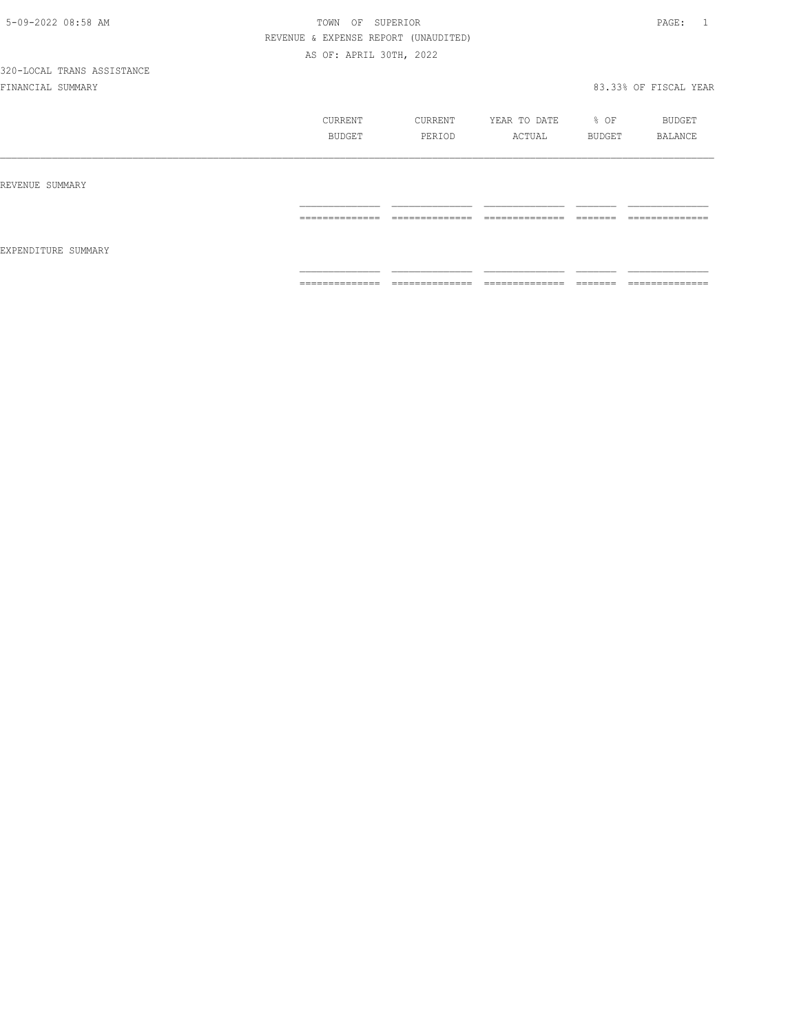TOWN OF SUPERIOR

REVENUE & EXPENSE REPORT (UNAUDITED)

AS OF: APRIL 30TH, 2022

320-LOCAL TRANS ASSISTANCE

FINANCIAL SUMMARY

83.33% OF FISCAL YEAR

| | CURRENT BUDGET | CURRENT PERIOD | YEAR TO DATE ACTUAL | % OF BUDGET | BUDGET BALANCE |
|---|---|---|---|---|---|
| REVENUE SUMMARY | | | | | |
| EXPENDITURE SUMMARY | | | | | |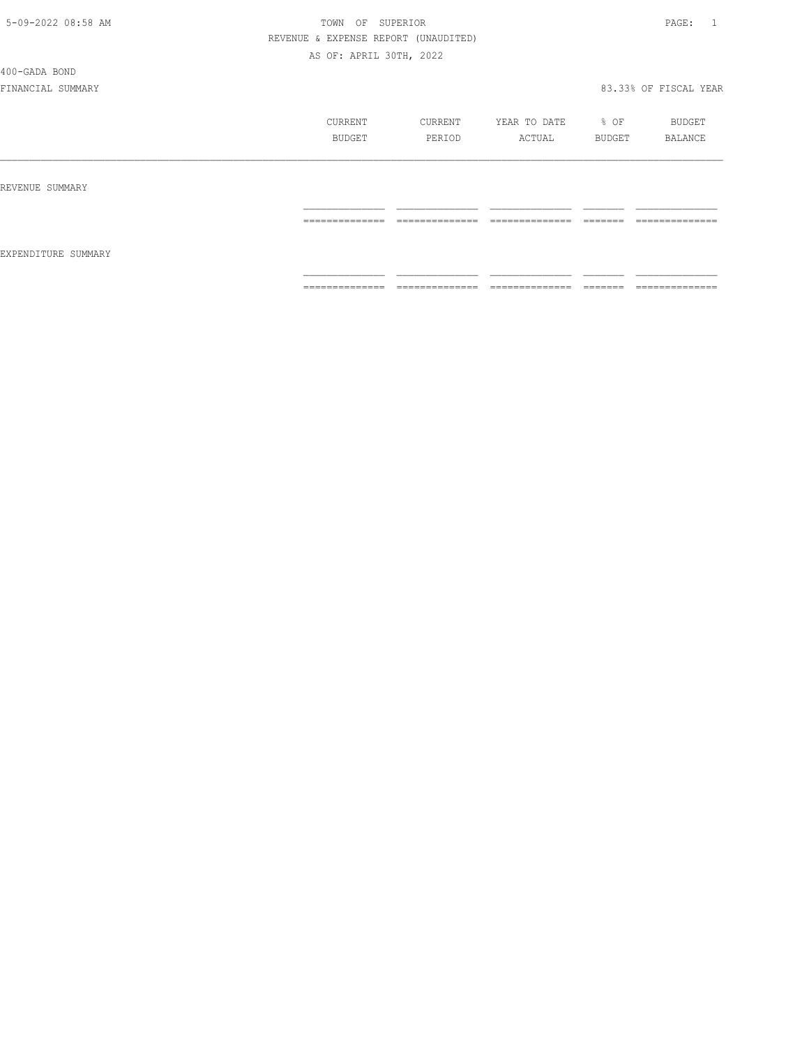5-09-2022 08:58 AM

TOWN OF SUPERIOR

REVENUE & EXPENSE REPORT (UNAUDITED)

AS OF: APRIL 30TH, 2022

400-GADA BOND

FINANCIAL SUMMARY

83.33% OF FISCAL YEAR

| | CURRENT BUDGET | CURRENT PERIOD | YEAR TO DATE ACTUAL | % OF BUDGET | BUDGET BALANCE |
|---|---|---|---|---|---|
| REVENUE SUMMARY | | | | | |
| EXPENDITURE SUMMARY | | | | | |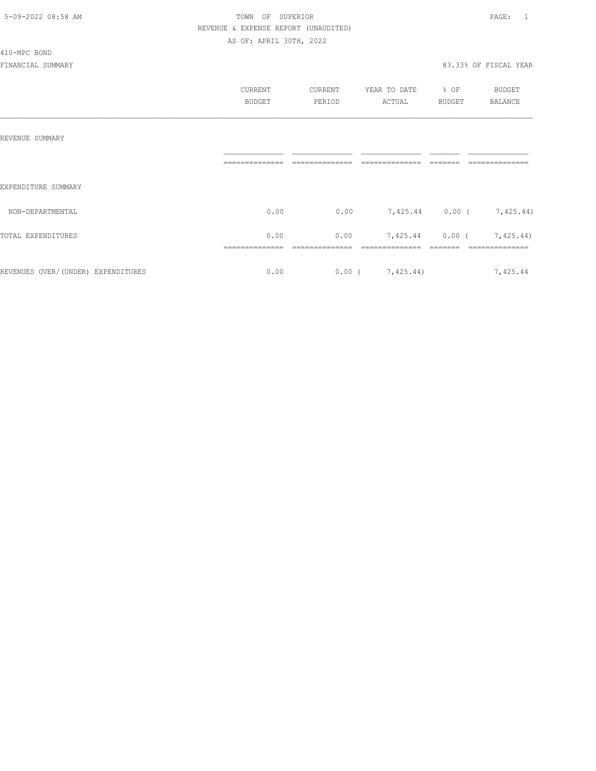TOWN OF SUPERIOR

REVENUE & EXPENSE REPORT (UNAUDITED)

AS OF: APRIL 30TH, 2022

410-MPC BOND

FINANCIAL SUMMARY

83.33% OF FISCAL YEAR

| | CURRENT BUDGET | CURRENT PERIOD | YEAR TO DATE ACTUAL | % OF BUDGET | BUDGET BALANCE |
|---|---|---|---|---|---|
| REVENUE SUMMARY | | | | | |
| EXPENDITURE SUMMARY | | | | | |
| NON-DEPARTMENTAL | 0.00 | 0.00 | 7,425.44 | 0.00 | ( 7,425.44) |
| TOTAL EXPENDITURES | 0.00 | 0.00 | 7,425.44 | 0.00 | ( 7,425.44) |
| REVENUES OVER/(UNDER) EXPENDITURES | 0.00 | 0.00 | ( 7,425.44) | | 7,425.44 |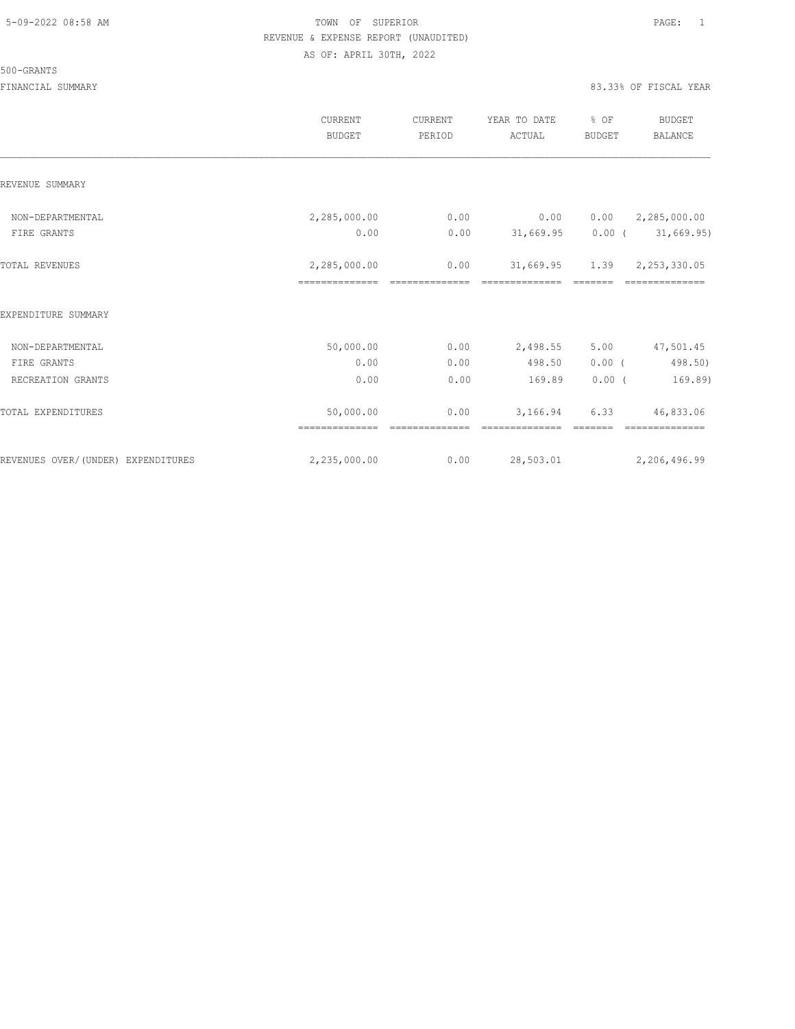TOWN OF SUPERIOR
REVENUE & EXPENSE REPORT (UNAUDITED)
AS OF: APRIL 30TH, 2022

500-GRANTS

FINANCIAL SUMMARY — 83.33% OF FISCAL YEAR

| | CURRENT BUDGET | CURRENT PERIOD | YEAR TO DATE ACTUAL | % OF BUDGET | BUDGET BALANCE |
|---|---|---|---|---|---|
| **REVENUE SUMMARY** | | | | | |
| NON-DEPARTMENTAL | 2,285,000.00 | 0.00 | 0.00 | 0.00 | 2,285,000.00 |
| FIRE GRANTS | 0.00 | 0.00 | 31,669.95 | 0.00 | ( 31,669.95) |
| TOTAL REVENUES | 2,285,000.00 | 0.00 | 31,669.95 | 1.39 | 2,253,330.05 |
| **EXPENDITURE SUMMARY** | | | | | |
| NON-DEPARTMENTAL | 50,000.00 | 0.00 | 2,498.55 | 5.00 | 47,501.45 |
| FIRE GRANTS | 0.00 | 0.00 | 498.50 | 0.00 | ( 498.50) |
| RECREATION GRANTS | 0.00 | 0.00 | 169.89 | 0.00 | ( 169.89) |
| TOTAL EXPENDITURES | 50,000.00 | 0.00 | 3,166.94 | 6.33 | 46,833.06 |
| REVENUES OVER/(UNDER) EXPENDITURES | 2,235,000.00 | 0.00 | 28,503.01 | | 2,206,496.99 |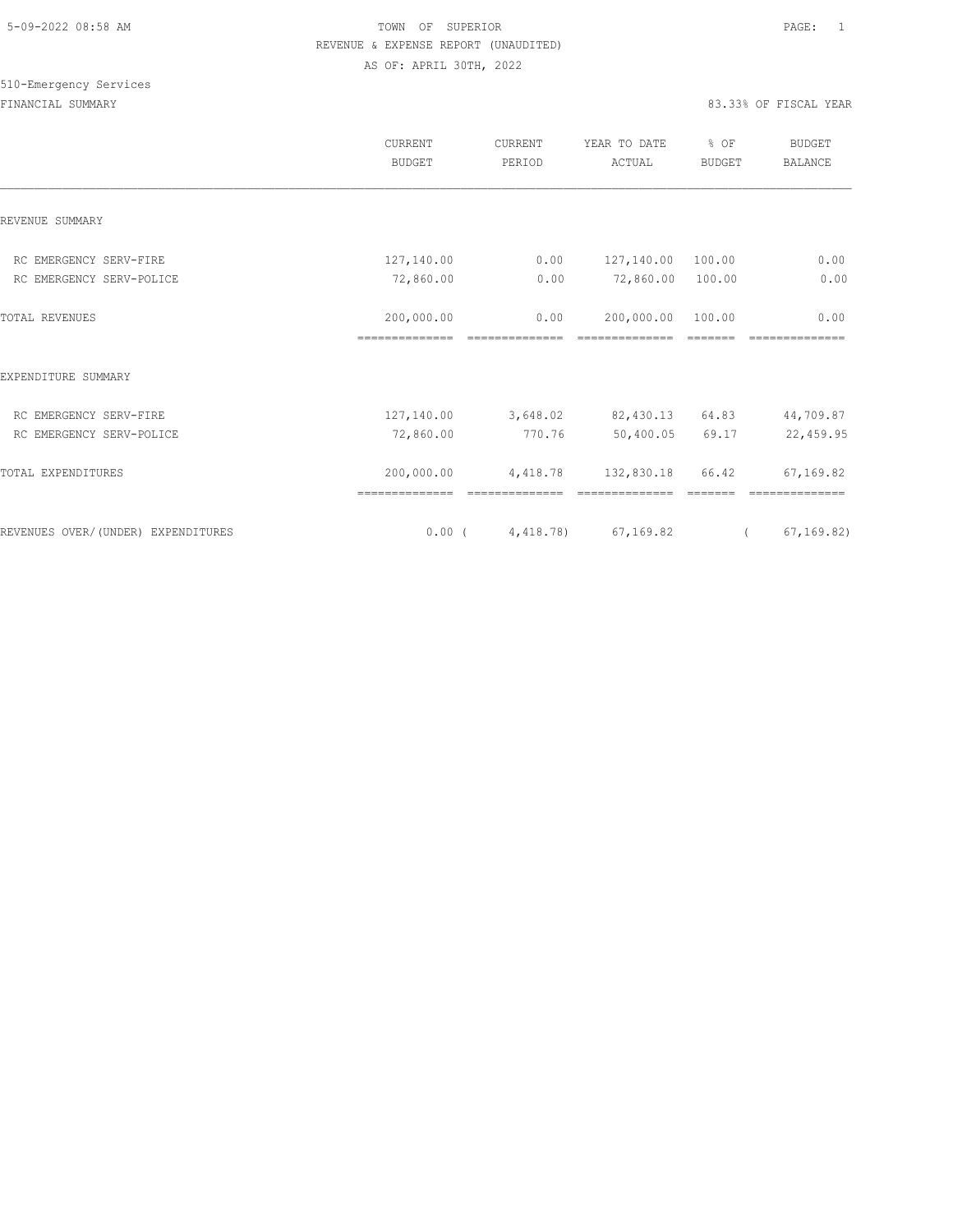5-09-2022 08:58 AM

TOWN OF SUPERIOR

REVENUE & EXPENSE REPORT (UNAUDITED)

AS OF: APRIL 30TH, 2022

510-Emergency Services

FINANCIAL SUMMARY

83.33% OF FISCAL YEAR

| | CURRENT BUDGET | CURRENT PERIOD | YEAR TO DATE ACTUAL | % OF BUDGET | BUDGET BALANCE |
|---|---|---|---|---|---|
| REVENUE SUMMARY | | | | | |
| RC EMERGENCY SERV-FIRE | 127,140.00 | 0.00 | 127,140.00 | 100.00 | 0.00 |
| RC EMERGENCY SERV-POLICE | 72,860.00 | 0.00 | 72,860.00 | 100.00 | 0.00 |
| TOTAL REVENUES | 200,000.00 | 0.00 | 200,000.00 | 100.00 | 0.00 |
| EXPENDITURE SUMMARY | | | | | |
| RC EMERGENCY SERV-FIRE | 127,140.00 | 3,648.02 | 82,430.13 | 64.83 | 44,709.87 |
| RC EMERGENCY SERV-POLICE | 72,860.00 | 770.76 | 50,400.05 | 69.17 | 22,459.95 |
| TOTAL EXPENDITURES | 200,000.00 | 4,418.78 | 132,830.18 | 66.42 | 67,169.82 |
| REVENUES OVER/(UNDER) EXPENDITURES | 0.00 | (4,418.78) | 67,169.82 | | (67,169.82) |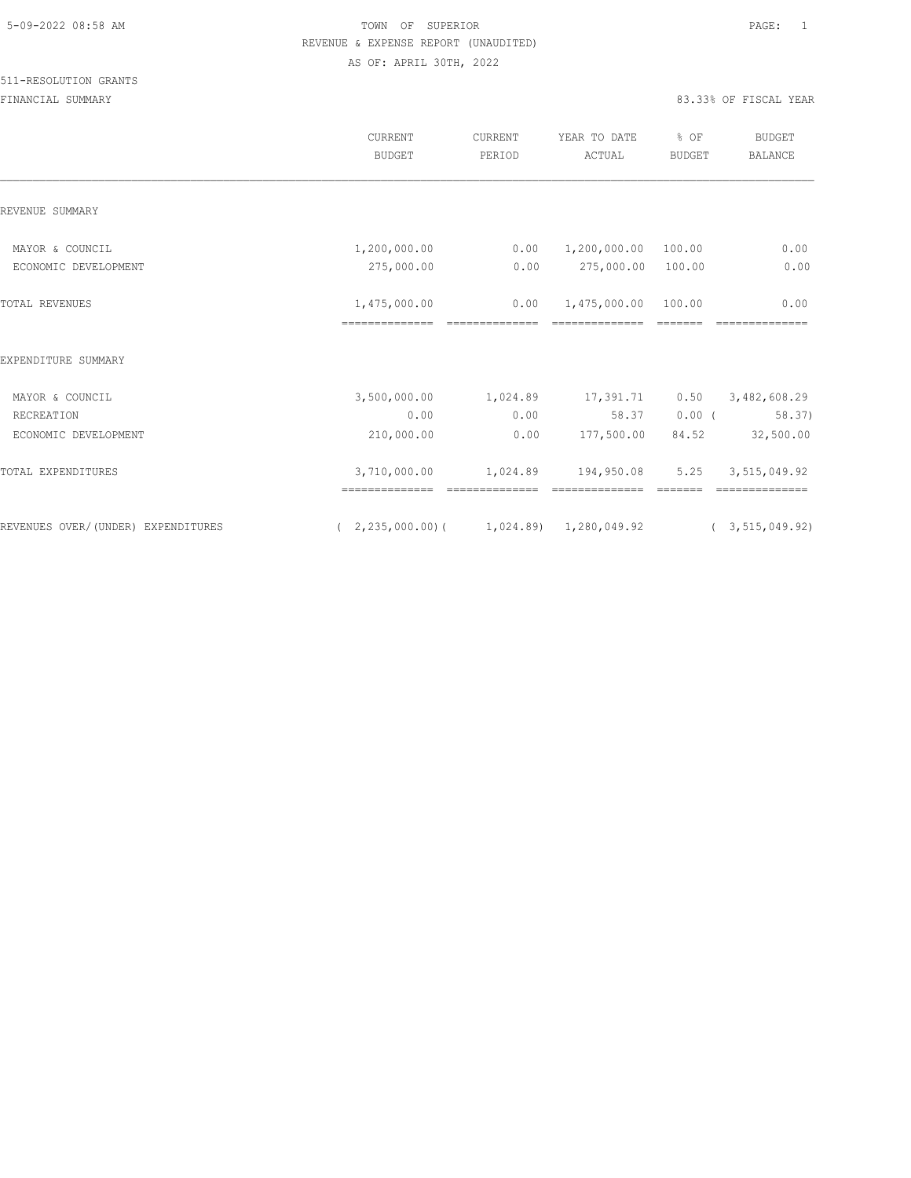TOWN OF SUPERIOR
REVENUE & EXPENSE REPORT (UNAUDITED)
AS OF: APRIL 30TH, 2022

511-RESOLUTION GRANTS

FINANCIAL SUMMARY

83.33% OF FISCAL YEAR

| | CURRENT BUDGET | CURRENT PERIOD | YEAR TO DATE ACTUAL | % OF BUDGET | BUDGET BALANCE |
|---|---|---|---|---|---|
| REVENUE SUMMARY | | | | | |
| MAYOR & COUNCIL | 1,200,000.00 | 0.00 | 1,200,000.00 | 100.00 | 0.00 |
| ECONOMIC DEVELOPMENT | 275,000.00 | 0.00 | 275,000.00 | 100.00 | 0.00 |
| TOTAL REVENUES | 1,475,000.00 | 0.00 | 1,475,000.00 | 100.00 | 0.00 |
| EXPENDITURE SUMMARY | | | | | |
| MAYOR & COUNCIL | 3,500,000.00 | 1,024.89 | 17,391.71 | 0.50 | 3,482,608.29 |
| RECREATION | 0.00 | 0.00 | 58.37 | 0.00 | ( 58.37) |
| ECONOMIC DEVELOPMENT | 210,000.00 | 0.00 | 177,500.00 | 84.52 | 32,500.00 |
| TOTAL EXPENDITURES | 3,710,000.00 | 1,024.89 | 194,950.08 | 5.25 | 3,515,049.92 |
| REVENUES OVER/(UNDER) EXPENDITURES | ( 2,235,000.00) | ( 1,024.89) | 1,280,049.92 | | ( 3,515,049.92) |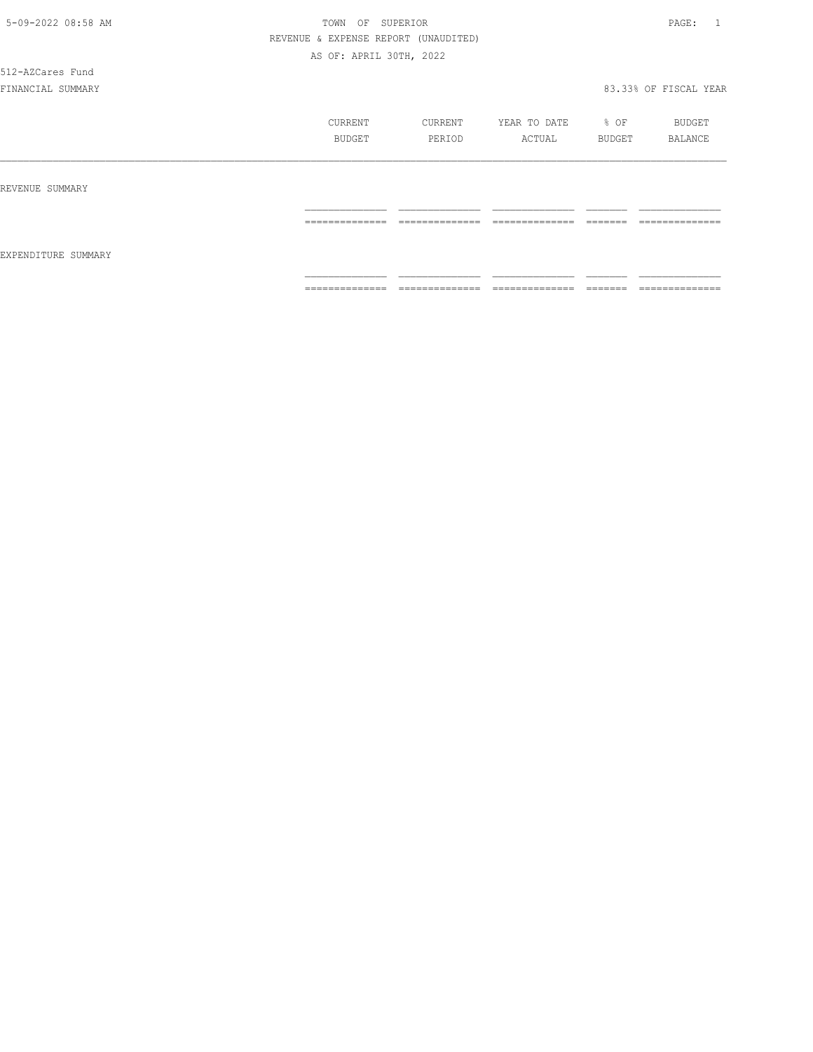TOWN OF SUPERIOR

REVENUE & EXPENSE REPORT (UNAUDITED)

AS OF: APRIL 30TH, 2022

512-AZCares Fund

FINANCIAL SUMMARY

83.33% OF FISCAL YEAR

| | CURRENT BUDGET | CURRENT PERIOD | YEAR TO DATE ACTUAL | % OF BUDGET | BUDGET BALANCE |
|---|---|---|---|---|---|
| REVENUE SUMMARY | | | | | |
| | | | | | |
| EXPENDITURE SUMMARY | | | | | |
| | | | | | |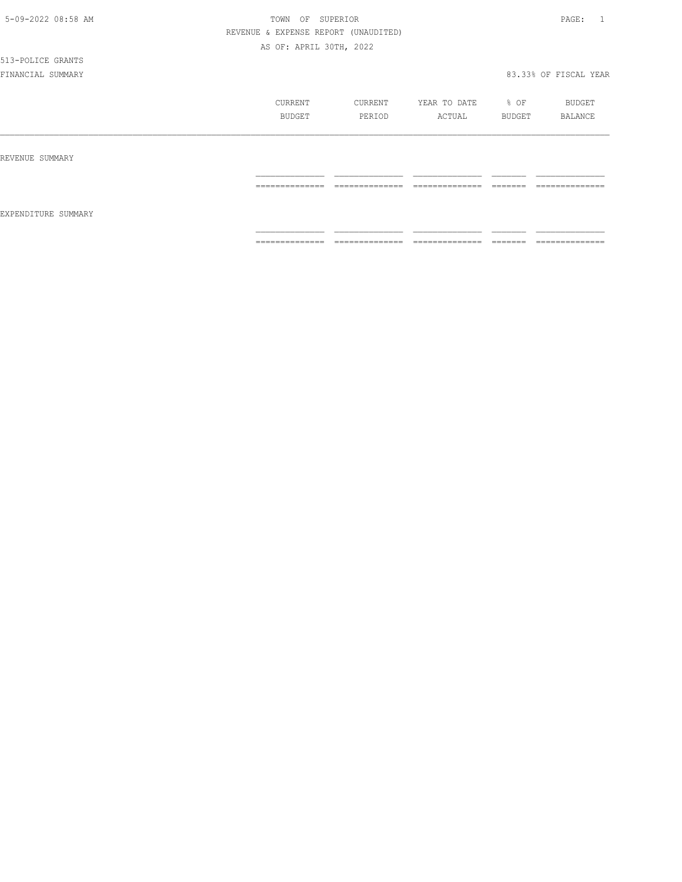TOWN OF SUPERIOR

REVENUE & EXPENSE REPORT (UNAUDITED)

AS OF: APRIL 30TH, 2022

513-POLICE GRANTS

FINANCIAL SUMMARY 83.33% OF FISCAL YEAR

| | CURRENT BUDGET | CURRENT PERIOD | YEAR TO DATE ACTUAL | % OF BUDGET | BUDGET BALANCE |
|---|---|---|---|---|---|
| REVENUE SUMMARY | | | | | |
| EXPENDITURE SUMMARY | | | | | |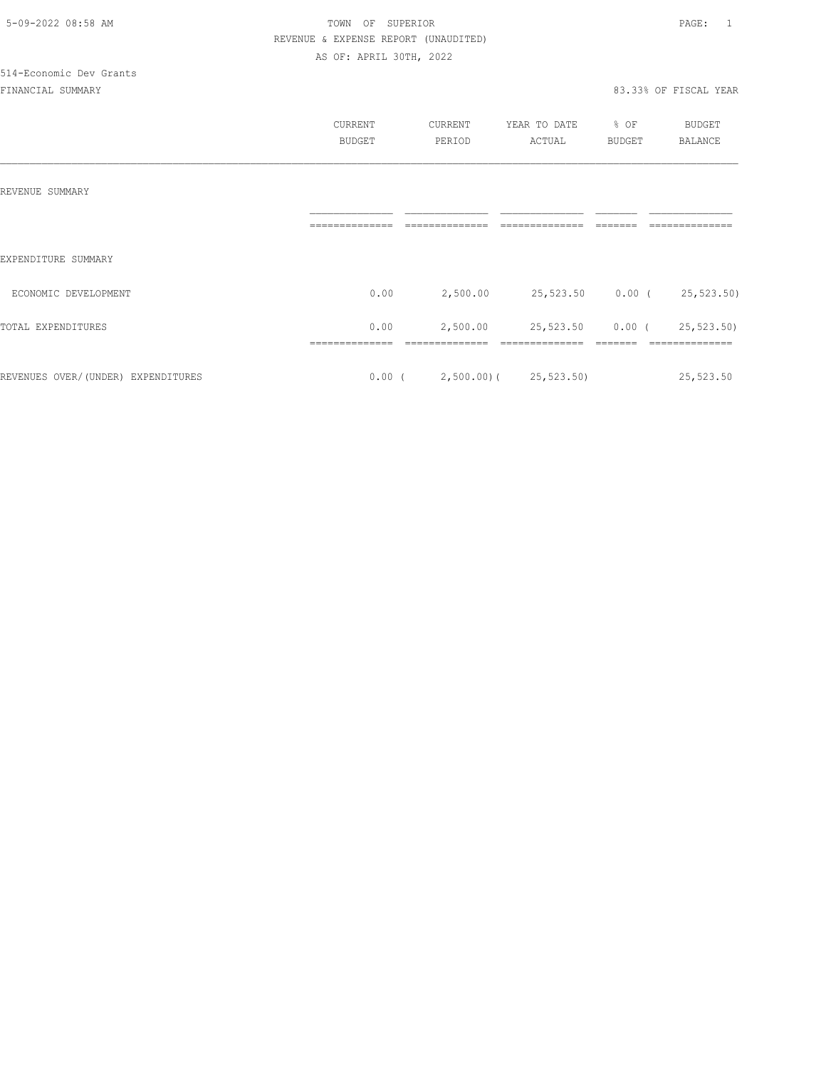TOWN OF SUPERIOR

REVENUE & EXPENSE REPORT (UNAUDITED)

AS OF: APRIL 30TH, 2022

514-Economic Dev Grants

FINANCIAL SUMMARY

83.33% OF FISCAL YEAR

| | CURRENT BUDGET | CURRENT PERIOD | YEAR TO DATE ACTUAL | % OF BUDGET | BUDGET BALANCE |
|---|---|---|---|---|---|
| REVENUE SUMMARY | | | | | |
| EXPENDITURE SUMMARY | | | | | |
| ECONOMIC DEVELOPMENT | 0.00 | 2,500.00 | 25,523.50 | 0.00 | ( 25,523.50) |
| TOTAL EXPENDITURES | 0.00 | 2,500.00 | 25,523.50 | 0.00 | ( 25,523.50) |
| REVENUES OVER/(UNDER) EXPENDITURES | 0.00 | ( 2,500.00) | ( 25,523.50) | | 25,523.50 |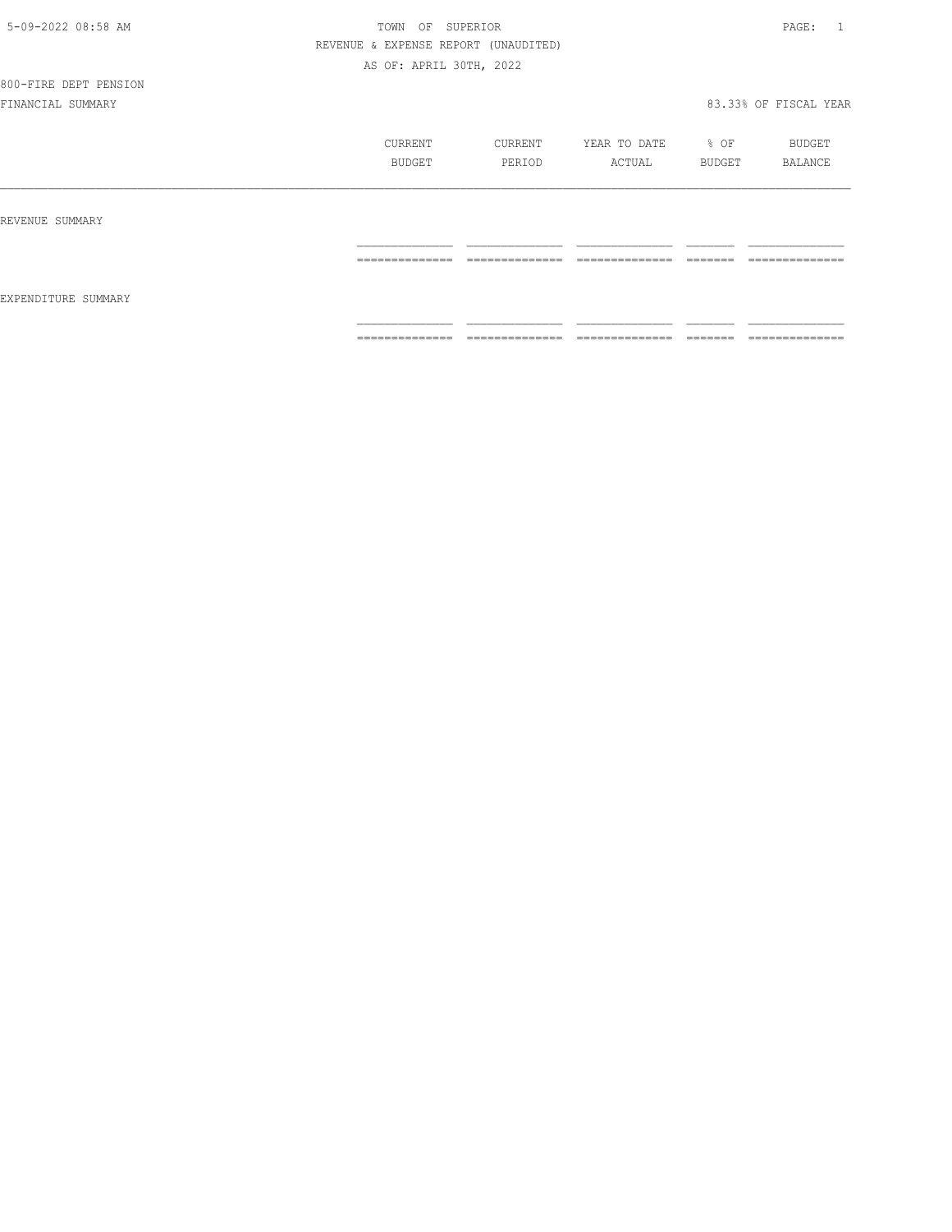5-09-2022 08:58 AM

TOWN OF SUPERIOR

REVENUE & EXPENSE REPORT (UNAUDITED)

AS OF: APRIL 30TH, 2022

800-FIRE DEPT PENSION

FINANCIAL SUMMARY

83.33% OF FISCAL YEAR

| | CURRENT BUDGET | CURRENT PERIOD | YEAR TO DATE ACTUAL | % OF BUDGET | BUDGET BALANCE |
|---|---|---|---|---|---|
| REVENUE SUMMARY | | | | | |
| EXPENDITURE SUMMARY | | | | | |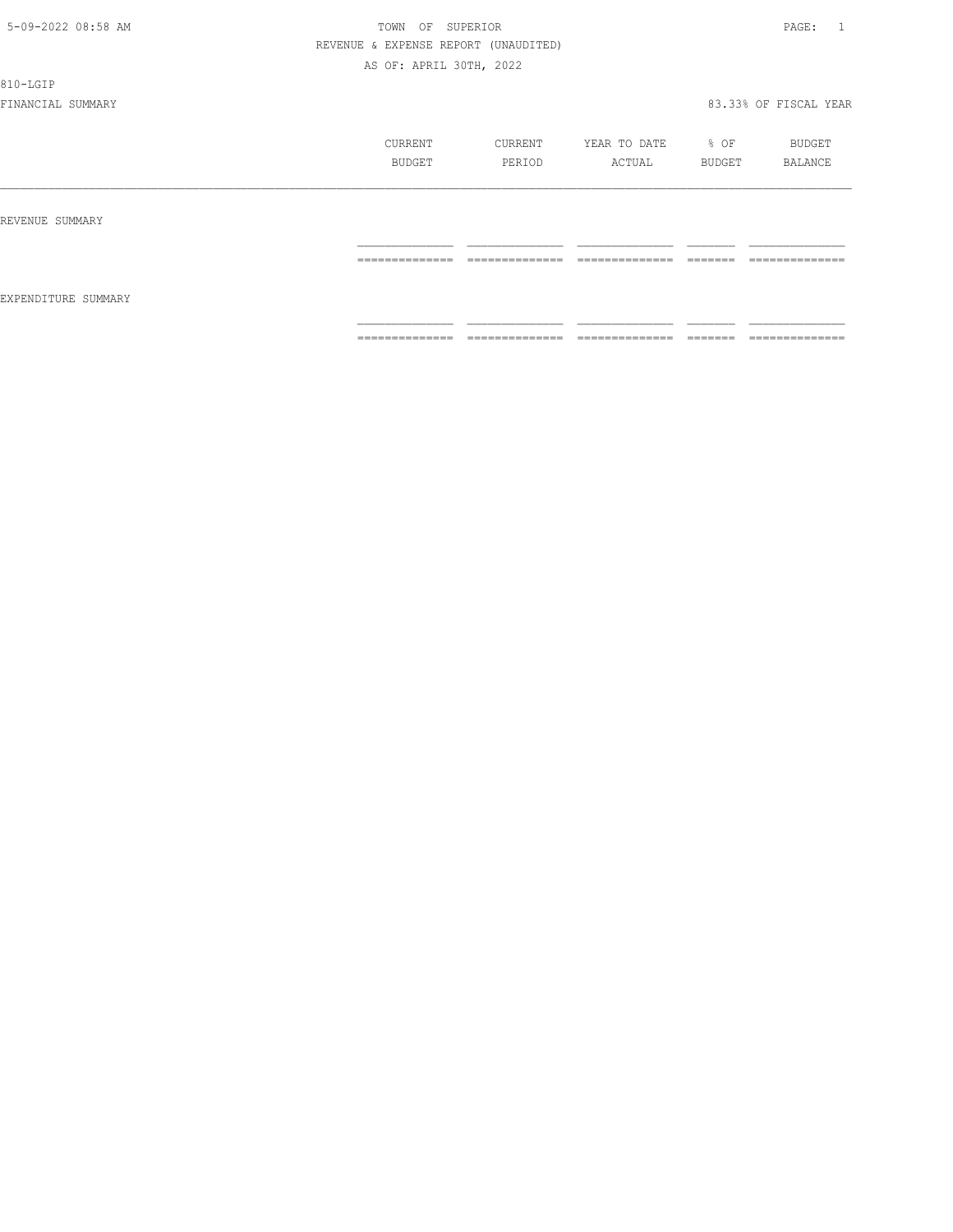TOWN OF SUPERIOR
REVENUE & EXPENSE REPORT (UNAUDITED)
AS OF: APRIL 30TH, 2022

810-LGIP

FINANCIAL SUMMARY — 83.33% OF FISCAL YEAR

| | CURRENT BUDGET | CURRENT PERIOD | YEAR TO DATE ACTUAL | % OF BUDGET | BUDGET BALANCE |
|---|---|---|---|---|---|
| REVENUE SUMMARY | | | | | |
| | | | | | |
| EXPENDITURE SUMMARY | | | | | |
| | | | | | |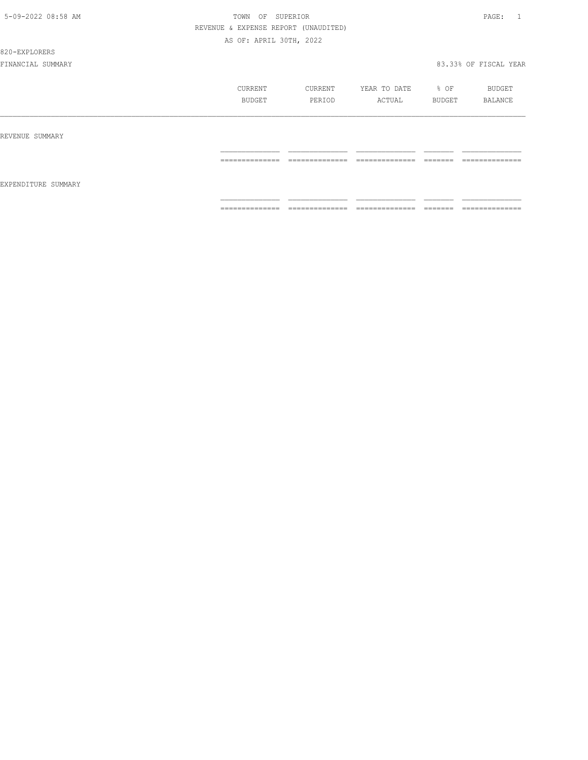TOWN OF SUPERIOR

REVENUE & EXPENSE REPORT (UNAUDITED)

AS OF: APRIL 30TH, 2022

820-EXPLORERS

FINANCIAL SUMMARY

83.33% OF FISCAL YEAR

| | CURRENT BUDGET | CURRENT PERIOD | YEAR TO DATE ACTUAL | % OF BUDGET | BUDGET BALANCE |
|---|---|---|---|---|---|
| REVENUE SUMMARY | | | | | |
| EXPENDITURE SUMMARY | | | | | |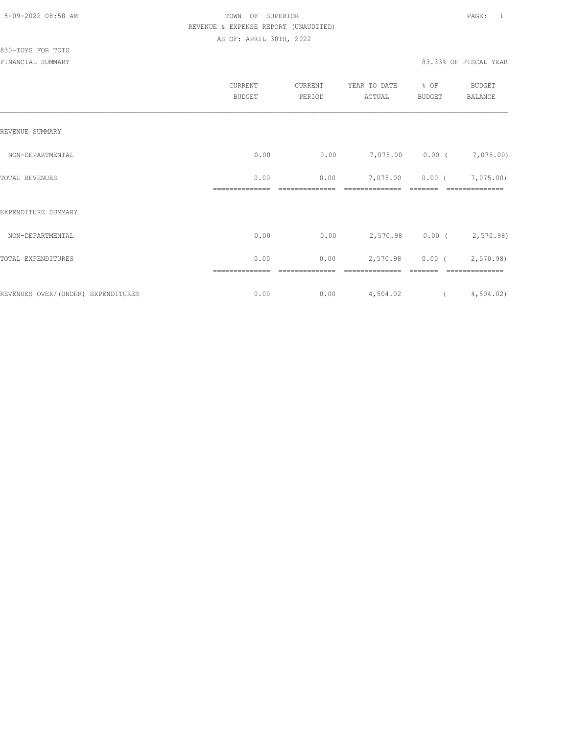5-09-2022 08:58 AM TOWN OF SUPERIOR

REVENUE & EXPENSE REPORT (UNAUDITED)

AS OF: APRIL 30TH, 2022

830-TOYS FOR TOTS

FINANCIAL SUMMARY 83.33% OF FISCAL YEAR

| | CURRENT BUDGET | CURRENT PERIOD | YEAR TO DATE ACTUAL | % OF BUDGET | BUDGET BALANCE |
|---|---|---|---|---|---|
| REVENUE SUMMARY | | | | | |
| NON-DEPARTMENTAL | 0.00 | 0.00 | 7,075.00 | 0.00 | ( 7,075.00) |
| TOTAL REVENUES | 0.00 | 0.00 | 7,075.00 | 0.00 | ( 7,075.00) |
| EXPENDITURE SUMMARY | | | | | |
| NON-DEPARTMENTAL | 0.00 | 0.00 | 2,570.98 | 0.00 | ( 2,570.98) |
| TOTAL EXPENDITURES | 0.00 | 0.00 | 2,570.98 | 0.00 | ( 2,570.98) |
| REVENUES OVER/(UNDER) EXPENDITURES | 0.00 | 0.00 | 4,504.02 | | ( 4,504.02) |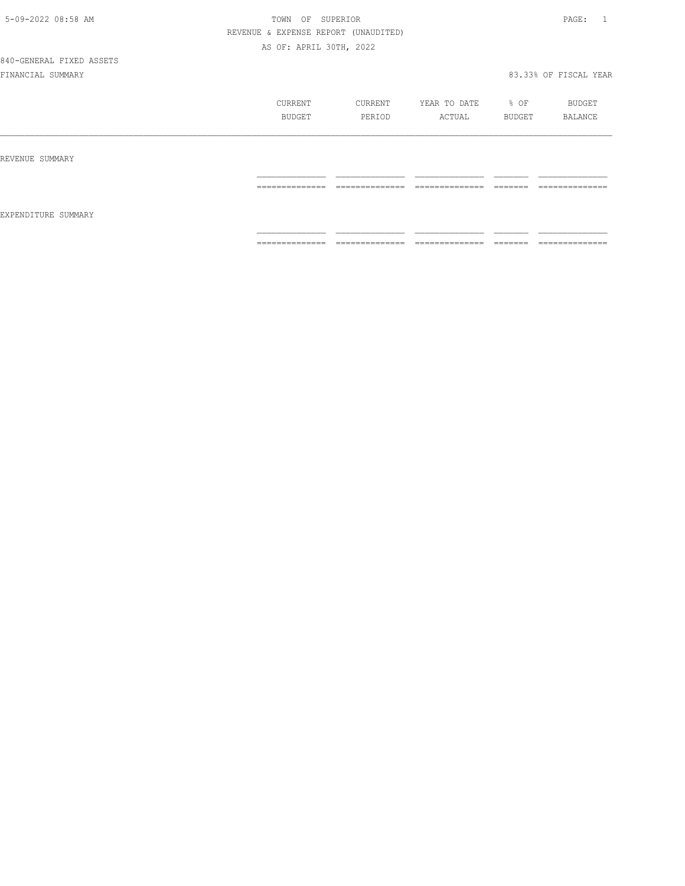TOWN OF SUPERIOR

REVENUE & EXPENSE REPORT (UNAUDITED)

AS OF: APRIL 30TH, 2022

840-GENERAL FIXED ASSETS

FINANCIAL SUMMARY

83.33% OF FISCAL YEAR

| | CURRENT BUDGET | CURRENT PERIOD | YEAR TO DATE ACTUAL | % OF BUDGET | BUDGET BALANCE |
|---|---|---|---|---|---|
| REVENUE SUMMARY | | | | | |
| EXPENDITURE SUMMARY | | | | | |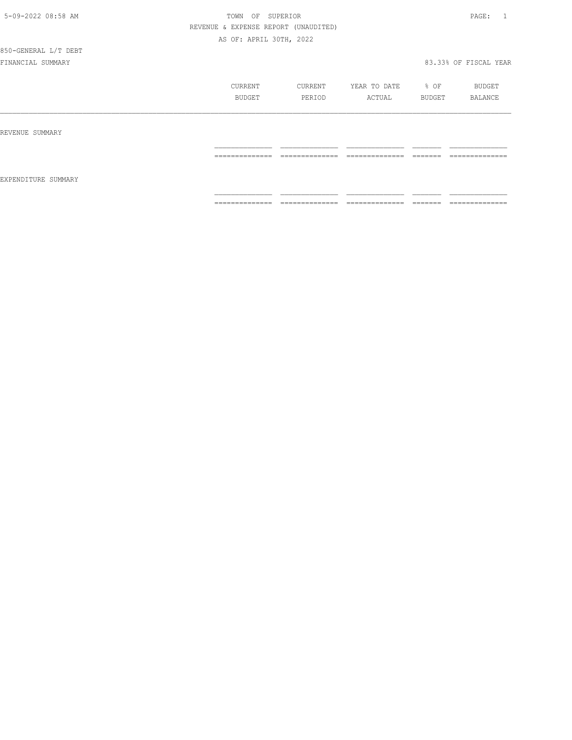TOWN OF SUPERIOR

REVENUE & EXPENSE REPORT (UNAUDITED)

AS OF: APRIL 30TH, 2022

850-GENERAL L/T DEBT

FINANCIAL SUMMARY

83.33% OF FISCAL YEAR

| | CURRENT BUDGET | CURRENT PERIOD | YEAR TO DATE ACTUAL | % OF BUDGET | BUDGET BALANCE |
|---|---|---|---|---|---|
| REVENUE SUMMARY | | | | | |
| EXPENDITURE SUMMARY | | | | | |